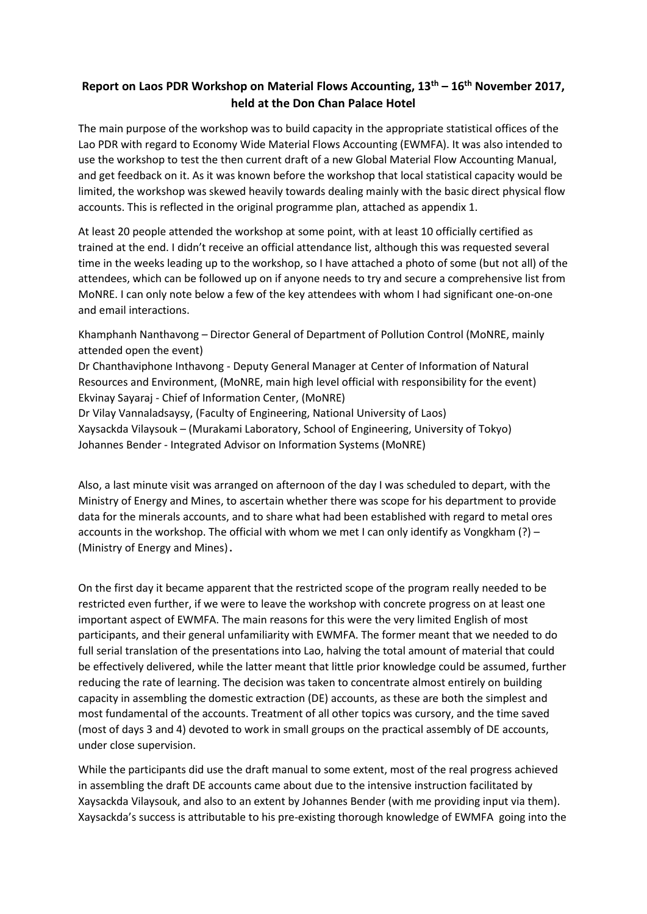# Report on Laos PDR Workshop on Material Flows Accounting, 13th – 16th November 2017, held at the Don Chan Palace Hotel

The main purpose of the workshop was to build capacity in the appropriate statistical offices of the Lao PDR with regard to Economy Wide Material Flows Accounting (EWMFA). It was also intended to use the workshop to test the then current draft of a new Global Material Flow Accounting Manual, and get feedback on it. As it was known before the workshop that local statistical capacity would be limited, the workshop was skewed heavily towards dealing mainly with the basic direct physical flow accounts. This is reflected in the original programme plan, attached as appendix 1.

At least 20 people attended the workshop at some point, with at least 10 officially certified as trained at the end. I didn't receive an official attendance list, although this was requested several time in the weeks leading up to the workshop, so I have attached a photo of some (but not all) of the attendees, which can be followed up on if anyone needs to try and secure a comprehensive list from MoNRE. I can only note below a few of the key attendees with whom I had significant one-on-one and email interactions.

Khamphanh Nanthavong – Director General of Department of Pollution Control (MoNRE, mainly attended open the event)
Dr Chanthaviphone Inthavong - Deputy General Manager at Center of Information of Natural Resources and Environment, (MoNRE, main high level official with responsibility for the event)
Ekvinay Sayaraj - Chief of Information Center, (MoNRE)
Dr Vilay Vannaladsaysy, (Faculty of Engineering, National University of Laos)
Xaysackda Vilaysouk – (Murakami Laboratory, School of Engineering, University of Tokyo)
Johannes Bender - Integrated Advisor on Information Systems (MoNRE)

Also, a last minute visit was arranged on afternoon of the day I was scheduled to depart, with the Ministry of Energy and Mines, to ascertain whether there was scope for his department to provide data for the minerals accounts, and to share what had been established with regard to metal ores accounts in the workshop. The official with whom we met I can only identify as Vongkham (?) – (Ministry of Energy and Mines).

On the first day it became apparent that the restricted scope of the program really needed to be restricted even further, if we were to leave the workshop with concrete progress on at least one important aspect of EWMFA. The main reasons for this were the very limited English of most participants, and their general unfamiliarity with EWMFA. The former meant that we needed to do full serial translation of the presentations into Lao, halving the total amount of material that could be effectively delivered, while the latter meant that little prior knowledge could be assumed, further reducing the rate of learning. The decision was taken to concentrate almost entirely on building capacity in assembling the domestic extraction (DE) accounts, as these are both the simplest and most fundamental of the accounts. Treatment of all other topics was cursory, and the time saved (most of days 3 and 4) devoted to work in small groups on the practical assembly of DE accounts, under close supervision.

While the participants did use the draft manual to some extent, most of the real progress achieved in assembling the draft DE accounts came about due to the intensive instruction facilitated by Xaysackda Vilaysouk, and also to an extent by Johannes Bender (with me providing input via them). Xaysackda's success is attributable to his pre-existing thorough knowledge of EWMFA going into the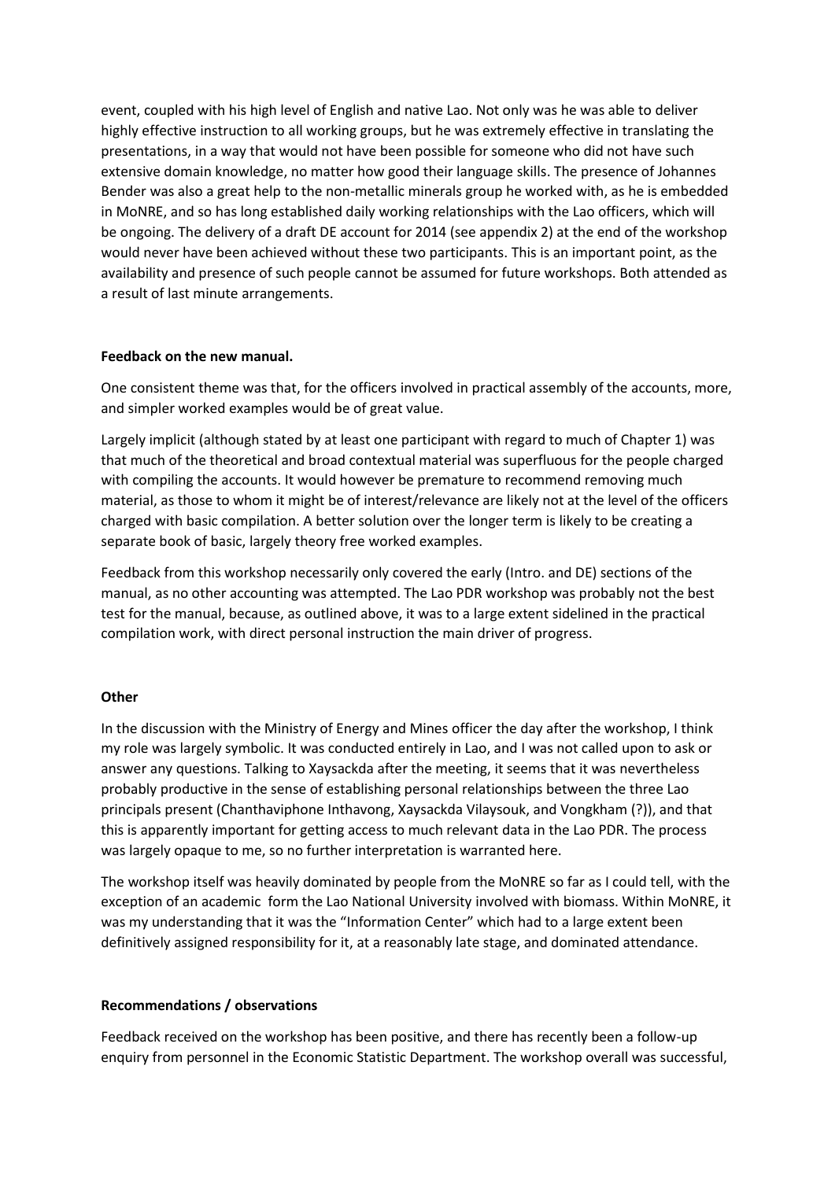event, coupled with his high level of English and native Lao. Not only was he was able to deliver highly effective instruction to all working groups, but he was extremely effective in translating the presentations, in a way that would not have been possible for someone who did not have such extensive domain knowledge, no matter how good their language skills. The presence of Johannes Bender was also a great help to the non-metallic minerals group he worked with, as he is embedded in MoNRE, and so has long established daily working relationships with the Lao officers, which will be ongoing. The delivery of a draft DE account for 2014 (see appendix 2) at the end of the workshop would never have been achieved without these two participants. This is an important point, as the availability and presence of such people cannot be assumed for future workshops. Both attended as a result of last minute arrangements.

**Feedback on the new manual.**

One consistent theme was that, for the officers involved in practical assembly of the accounts, more, and simpler worked examples would be of great value.

Largely implicit (although stated by at least one participant with regard to much of Chapter 1) was that much of the theoretical and broad contextual material was superfluous for the people charged with compiling the accounts. It would however be premature to recommend removing much material, as those to whom it might be of interest/relevance are likely not at the level of the officers charged with basic compilation. A better solution over the longer term is likely to be creating a separate book of basic, largely theory free worked examples.

Feedback from this workshop necessarily only covered the early (Intro. and DE) sections of the manual, as no other accounting was attempted. The Lao PDR workshop was probably not the best test for the manual, because, as outlined above, it was to a large extent sidelined in the practical compilation work, with direct personal instruction the main driver of progress.

**Other**

In the discussion with the Ministry of Energy and Mines officer the day after the workshop, I think my role was largely symbolic. It was conducted entirely in Lao, and I was not called upon to ask or answer any questions. Talking to Xaysackda after the meeting, it seems that it was nevertheless probably productive in the sense of establishing personal relationships between the three Lao principals present (Chanthaviphone Inthavong, Xaysackda Vilaysouk, and Vongkham (?)), and that this is apparently important for getting access to much relevant data in the Lao PDR. The process was largely opaque to me, so no further interpretation is warranted here.

The workshop itself was heavily dominated by people from the MoNRE so far as I could tell, with the exception of an academic form the Lao National University involved with biomass. Within MoNRE, it was my understanding that it was the "Information Center" which had to a large extent been definitively assigned responsibility for it, at a reasonably late stage, and dominated attendance.

**Recommendations / observations**

Feedback received on the workshop has been positive, and there has recently been a follow-up enquiry from personnel in the Economic Statistic Department. The workshop overall was successful,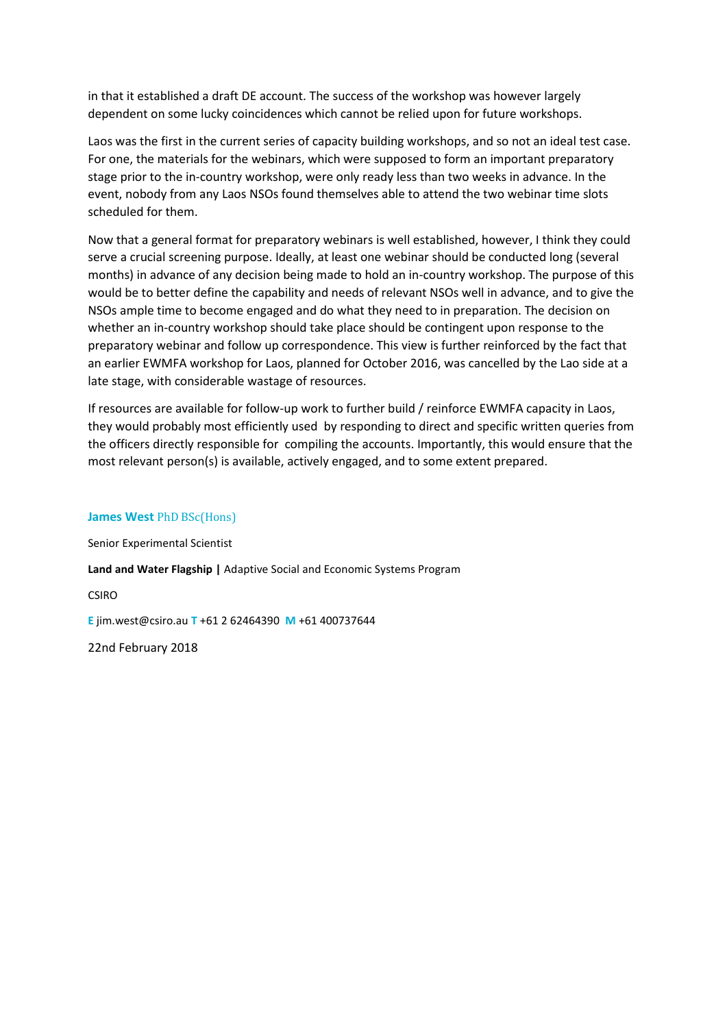in that it established a draft DE account. The success of the workshop was however largely dependent on some lucky coincidences which cannot be relied upon for future workshops.

Laos was the first in the current series of capacity building workshops, and so not an ideal test case. For one, the materials for the webinars, which were supposed to form an important preparatory stage prior to the in-country workshop, were only ready less than two weeks in advance. In the event, nobody from any Laos NSOs found themselves able to attend the two webinar time slots scheduled for them.

Now that a general format for preparatory webinars is well established, however, I think they could serve a crucial screening purpose. Ideally, at least one webinar should be conducted long (several months) in advance of any decision being made to hold an in-country workshop. The purpose of this would be to better define the capability and needs of relevant NSOs well in advance, and to give the NSOs ample time to become engaged and do what they need to in preparation. The decision on whether an in-country workshop should take place should be contingent upon response to the preparatory webinar and follow up correspondence. This view is further reinforced by the fact that an earlier EWMFA workshop for Laos, planned for October 2016, was cancelled by the Lao side at a late stage, with considerable wastage of resources.

If resources are available for follow-up work to further build / reinforce EWMFA capacity in Laos, they would probably most efficiently used by responding to direct and specific written queries from the officers directly responsible for compiling the accounts. Importantly, this would ensure that the most relevant person(s) is available, actively engaged, and to some extent prepared.

**James West** PhD BSc(Hons)

Senior Experimental Scientist

**Land and Water Flagship |** Adaptive Social and Economic Systems Program

CSIRO

**E** jim.west@csiro.au **T** +61 2 62464390 **M** +61 400737644

22nd February 2018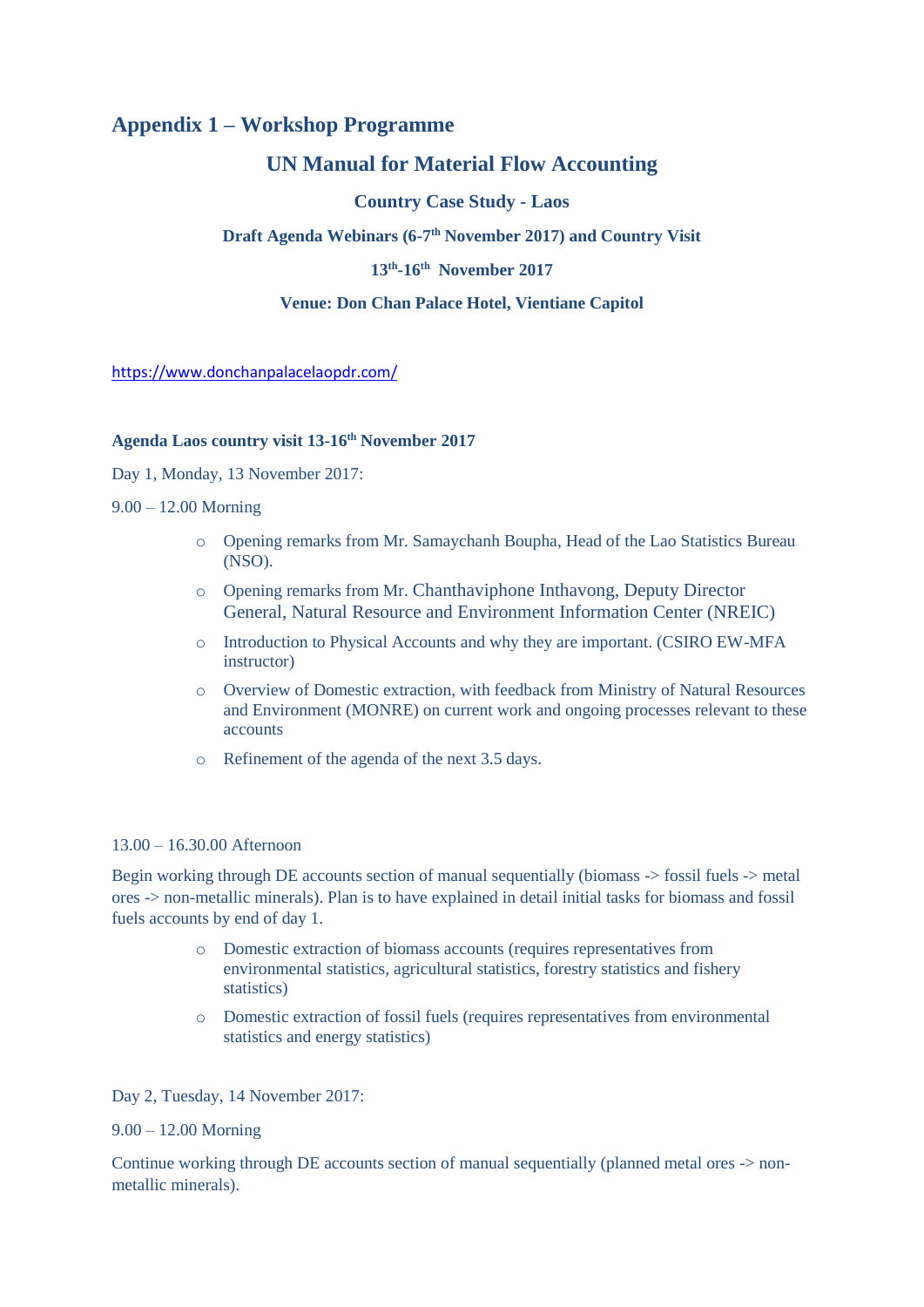## Appendix 1 – Workshop Programme

### UN Manual for Material Flow Accounting

**Country Case Study - Laos**

**Draft Agenda Webinars (6-7th November 2017) and Country Visit**

**13th-16th November 2017**

**Venue: Don Chan Palace Hotel, Vientiane Capitol**

https://www.donchanpalacelaopdr.com/

**Agenda Laos country visit 13-16th November 2017**

Day 1, Monday, 13 November 2017:

9.00 – 12.00 Morning

- Opening remarks from Mr. Samaychanh Boupha, Head of the Lao Statistics Bureau (NSO).
- Opening remarks from Mr. Chanthaviphone Inthavong, Deputy Director General, Natural Resource and Environment Information Center (NREIC)
- Introduction to Physical Accounts and why they are important. (CSIRO EW-MFA instructor)
- Overview of Domestic extraction, with feedback from Ministry of Natural Resources and Environment (MONRE) on current work and ongoing processes relevant to these accounts
- Refinement of the agenda of the next 3.5 days.

13.00 – 16.30.00 Afternoon

Begin working through DE accounts section of manual sequentially (biomass -> fossil fuels -> metal ores -> non-metallic minerals). Plan is to have explained in detail initial tasks for biomass and fossil fuels accounts by end of day 1.

- Domestic extraction of biomass accounts (requires representatives from environmental statistics, agricultural statistics, forestry statistics and fishery statistics)
- Domestic extraction of fossil fuels (requires representatives from environmental statistics and energy statistics)

Day 2, Tuesday, 14 November 2017:

9.00 – 12.00 Morning

Continue working through DE accounts section of manual sequentially (planned metal ores -> non-metallic minerals).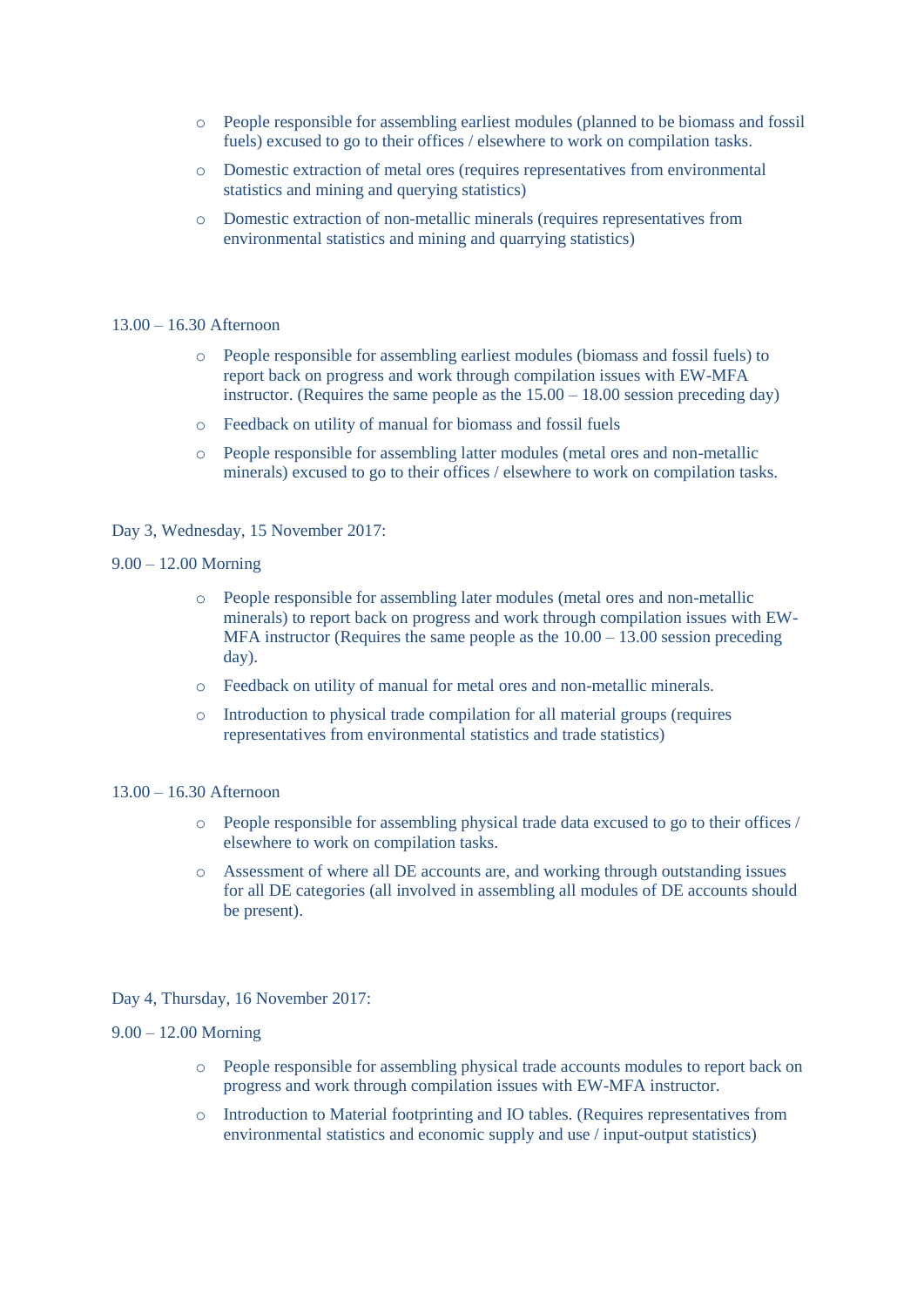- People responsible for assembling earliest modules (planned to be biomass and fossil fuels) excused to go to their offices / elsewhere to work on compilation tasks.
- Domestic extraction of metal ores (requires representatives from environmental statistics and mining and querying statistics)
- Domestic extraction of non-metallic minerals (requires representatives from environmental statistics and mining and quarrying statistics)

13.00 – 16.30 Afternoon

- People responsible for assembling earliest modules (biomass and fossil fuels) to report back on progress and work through compilation issues with EW-MFA instructor. (Requires the same people as the 15.00 – 18.00 session preceding day)
- Feedback on utility of manual for biomass and fossil fuels
- People responsible for assembling latter modules (metal ores and non-metallic minerals) excused to go to their offices / elsewhere to work on compilation tasks.

Day 3, Wednesday, 15 November 2017:

9.00 – 12.00 Morning

- People responsible for assembling later modules (metal ores and non-metallic minerals) to report back on progress and work through compilation issues with EW-MFA instructor (Requires the same people as the 10.00 – 13.00 session preceding day).
- Feedback on utility of manual for metal ores and non-metallic minerals.
- Introduction to physical trade compilation for all material groups (requires representatives from environmental statistics and trade statistics)

13.00 – 16.30 Afternoon

- People responsible for assembling physical trade data excused to go to their offices / elsewhere to work on compilation tasks.
- Assessment of where all DE accounts are, and working through outstanding issues for all DE categories (all involved in assembling all modules of DE accounts should be present).

Day 4, Thursday, 16 November 2017:

9.00 – 12.00 Morning

- People responsible for assembling physical trade accounts modules to report back on progress and work through compilation issues with EW-MFA instructor.
- Introduction to Material footprinting and IO tables. (Requires representatives from environmental statistics and economic supply and use / input-output statistics)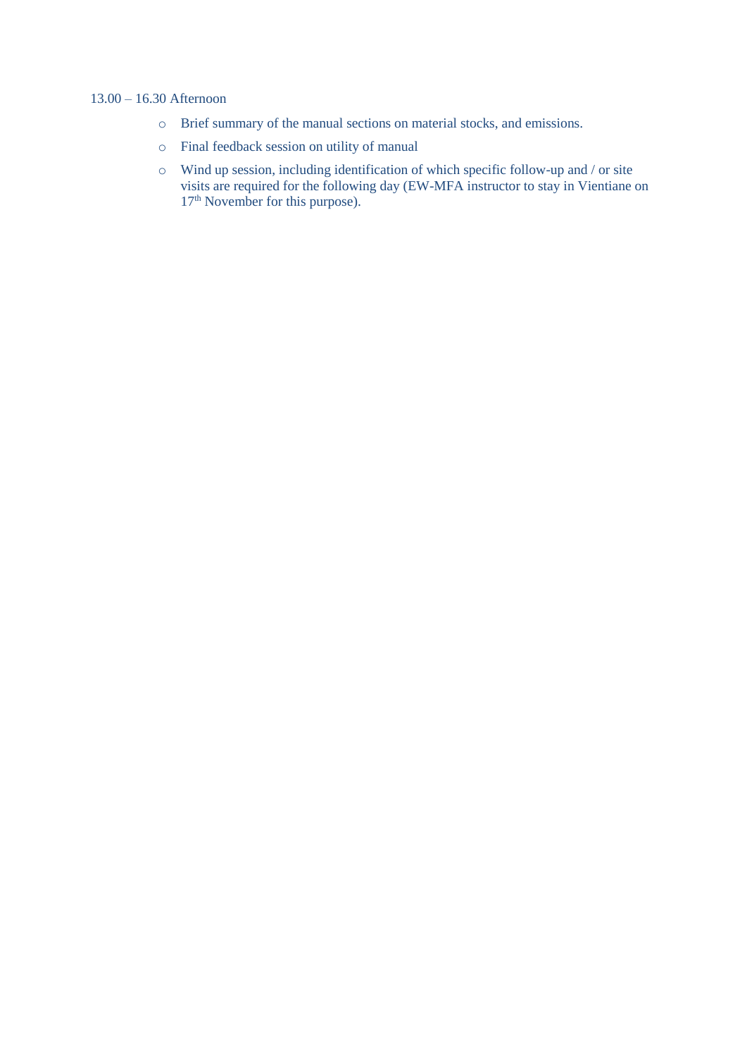13.00 – 16.30 Afternoon

- Brief summary of the manual sections on material stocks, and emissions.
- Final feedback session on utility of manual
- Wind up session, including identification of which specific follow-up and / or site visits are required for the following day (EW-MFA instructor to stay in Vientiane on 17th November for this purpose).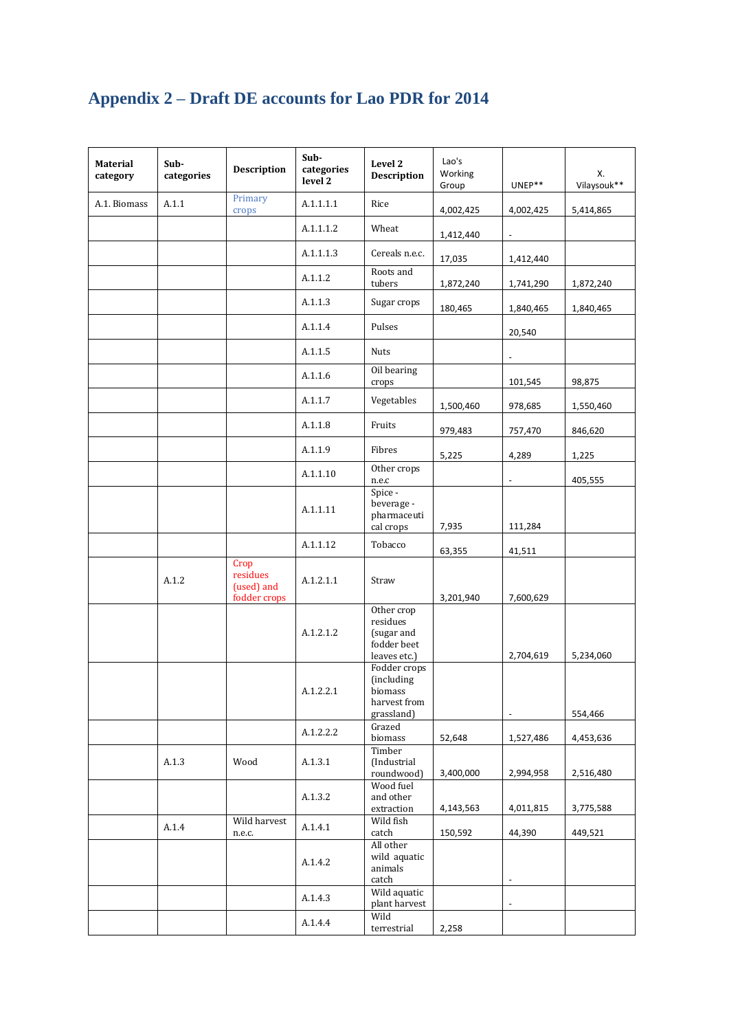# Appendix 2 – Draft DE accounts for Lao PDR for 2014

| Material category | Sub-categories | Description | Sub-categories level 2 | Level 2 Description | Lao's Working Group | UNEP** | X. Vilaysouk** |
|---|---|---|---|---|---|---|---|
| A.1. Biomass | A.1.1 | Primary crops | A.1.1.1.1 | Rice | 4,002,425 | 4,002,425 | 5,414,865 |
| | | | A.1.1.1.2 | Wheat | 1,412,440 | - | |
| | | | A.1.1.1.3 | Cereals n.e.c. | 17,035 | 1,412,440 | |
| | | | A.1.1.2 | Roots and tubers | 1,872,240 | 1,741,290 | 1,872,240 |
| | | | A.1.1.3 | Sugar crops | 180,465 | 1,840,465 | 1,840,465 |
| | | | A.1.1.4 | Pulses | | 20,540 | |
| | | | A.1.1.5 | Nuts | | - | |
| | | | A.1.1.6 | Oil bearing crops | | 101,545 | 98,875 |
| | | | A.1.1.7 | Vegetables | 1,500,460 | 978,685 | 1,550,460 |
| | | | A.1.1.8 | Fruits | 979,483 | 757,470 | 846,620 |
| | | | A.1.1.9 | Fibres | 5,225 | 4,289 | 1,225 |
| | | | A.1.1.10 | Other crops n.e.c | | - | 405,555 |
| | | | A.1.1.11 | Spice - beverage - pharmaceutical crops | 7,935 | 111,284 | |
| | | | A.1.1.12 | Tobacco | 63,355 | 41,511 | |
| | A.1.2 | Crop residues (used) and fodder crops | A.1.2.1.1 | Straw | 3,201,940 | 7,600,629 | |
| | | | A.1.2.1.2 | Other crop residues (sugar and fodder beet leaves etc.) | | 2,704,619 | 5,234,060 |
| | | | A.1.2.2.1 | Fodder crops (including biomass harvest from grassland) | | - | 554,466 |
| | | | A.1.2.2.2 | Grazed biomass | 52,648 | 1,527,486 | 4,453,636 |
| | A.1.3 | Wood | A.1.3.1 | Timber (Industrial roundwood) | 3,400,000 | 2,994,958 | 2,516,480 |
| | | | A.1.3.2 | Wood fuel and other extraction | 4,143,563 | 4,011,815 | 3,775,588 |
| | A.1.4 | Wild harvest n.e.c. | A.1.4.1 | Wild fish catch | 150,592 | 44,390 | 449,521 |
| | | | A.1.4.2 | All other wild aquatic animals catch | | - | |
| | | | A.1.4.3 | Wild aquatic plant harvest | | - | |
| | | | A.1.4.4 | Wild terrestrial | 2,258 | | |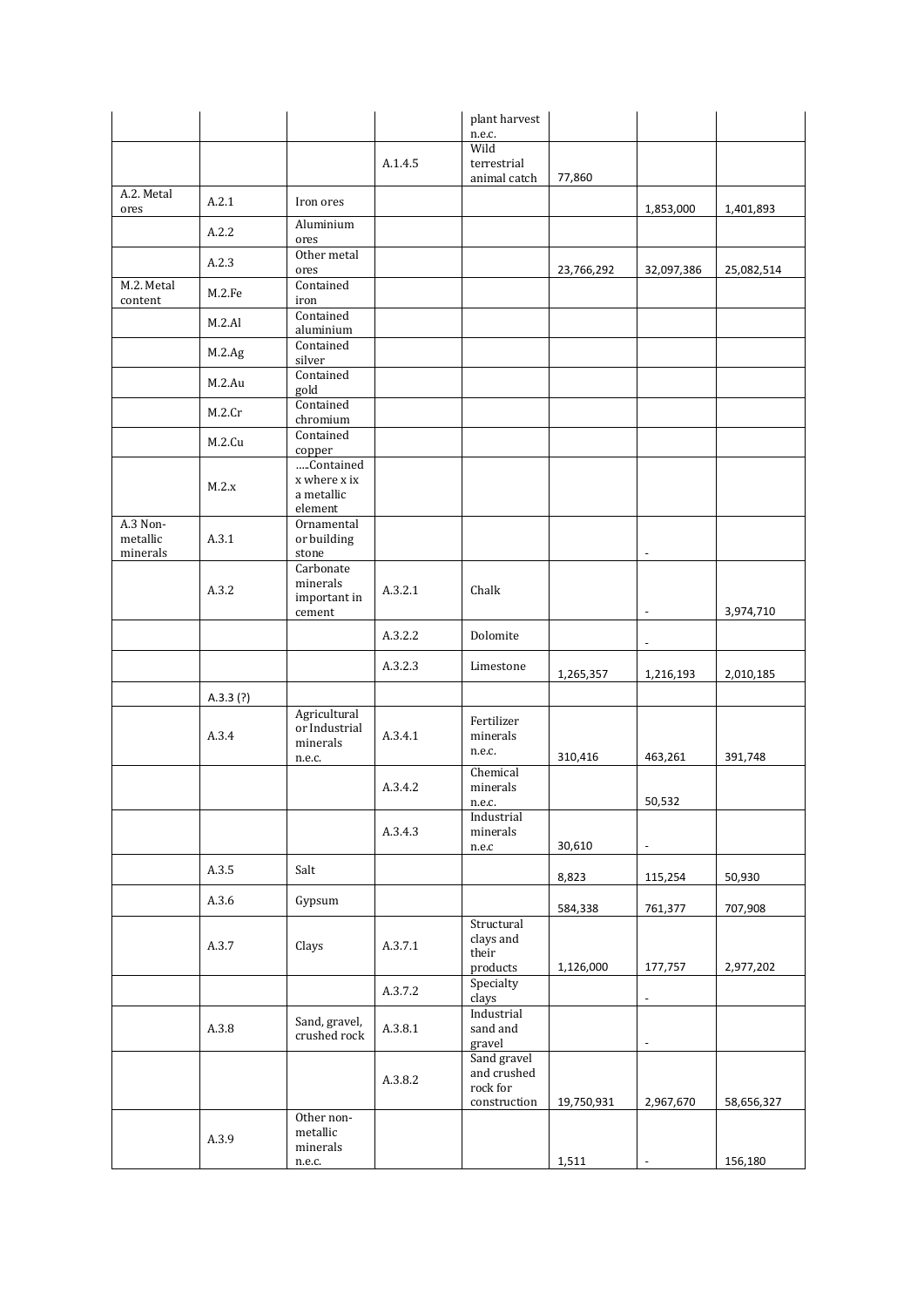| | | | | | | | |
|---|---|---|---|---|---|---|---|
| | | | | plant harvest n.e.c. | | | |
| | | | A.1.4.5 | Wild terrestrial animal catch | 77,860 | | |
| A.2. Metal ores | A.2.1 | Iron ores | | | | 1,853,000 | 1,401,893 |
| | A.2.2 | Aluminium ores | | | | | |
| | A.2.3 | Other metal ores | | | 23,766,292 | 32,097,386 | 25,082,514 |
| M.2. Metal content | M.2.Fe | Contained iron | | | | | |
| | M.2.Al | Contained aluminium | | | | | |
| | M.2.Ag | Contained silver | | | | | |
| | M.2.Au | Contained gold | | | | | |
| | M.2.Cr | Contained chromium | | | | | |
| | M.2.Cu | Contained copper | | | | | |
| | M.2.x | .....Contained x where x ix a metallic element | | | | | |
| A.3 Non-metallic minerals | A.3.1 | Ornamental or building stone | | | | - | |
| | A.3.2 | Carbonate minerals important in cement | A.3.2.1 | Chalk | | - | 3,974,710 |
| | | | A.3.2.2 | Dolomite | | - | |
| | | | A.3.2.3 | Limestone | 1,265,357 | 1,216,193 | 2,010,185 |
| | A.3.3 (?) | | | | | | |
| | A.3.4 | Agricultural or Industrial minerals n.e.c. | A.3.4.1 | Fertilizer minerals n.e.c. | 310,416 | 463,261 | 391,748 |
| | | | A.3.4.2 | Chemical minerals n.e.c. | | 50,532 | |
| | | | A.3.4.3 | Industrial minerals n.e.c | 30,610 | - | |
| | A.3.5 | Salt | | | 8,823 | 115,254 | 50,930 |
| | A.3.6 | Gypsum | | | 584,338 | 761,377 | 707,908 |
| | A.3.7 | Clays | A.3.7.1 | Structural clays and their products | 1,126,000 | 177,757 | 2,977,202 |
| | | | A.3.7.2 | Specialty clays | | - | |
| | A.3.8 | Sand, gravel, crushed rock | A.3.8.1 | Industrial sand and gravel | | - | |
| | | | A.3.8.2 | Sand gravel and crushed rock for construction | 19,750,931 | 2,967,670 | 58,656,327 |
| | A.3.9 | Other non-metallic minerals n.e.c. | | | 1,511 | - | 156,180 |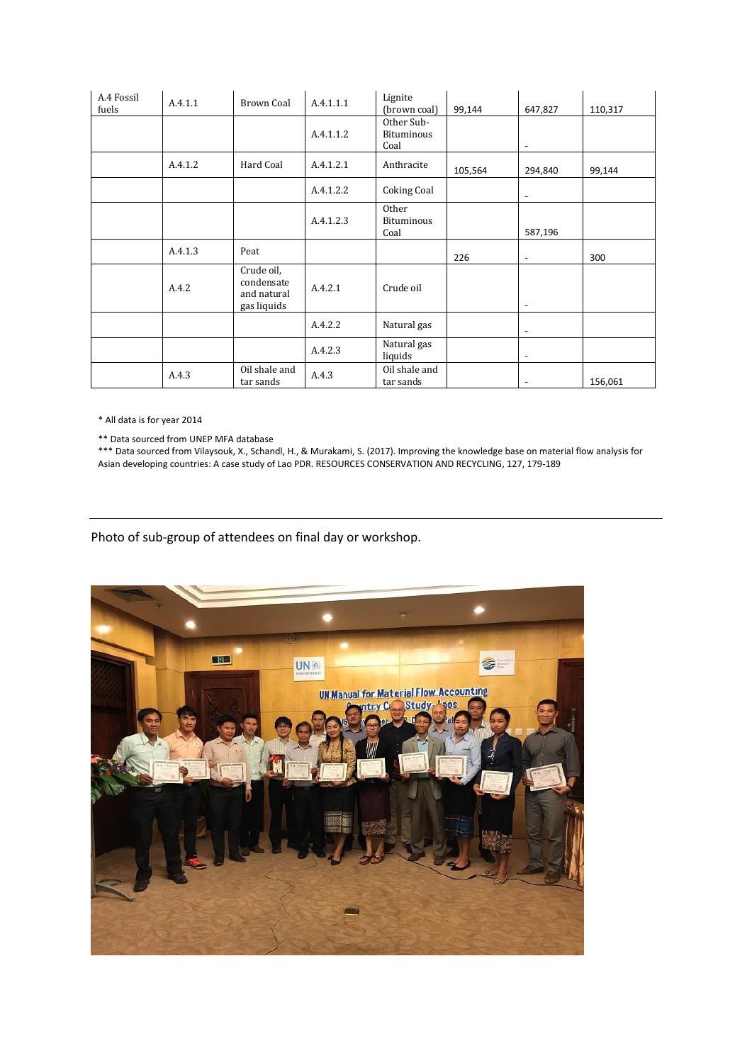| | | | | | | | |
|---|---|---|---|---|---|---|---|
| A.4 Fossil fuels | A.4.1.1 | Brown Coal | A.4.1.1.1 | Lignite (brown coal) | 99,144 | 647,827 | 110,317 |
| | | | A.4.1.1.2 | Other Sub-Bituminous Coal | | - | |
| | A.4.1.2 | Hard Coal | A.4.1.2.1 | Anthracite | 105,564 | 294,840 | 99,144 |
| | | | A.4.1.2.2 | Coking Coal | | - | |
| | | | A.4.1.2.3 | Other Bituminous Coal | | 587,196 | |
| | A.4.1.3 | Peat | | | 226 | - | 300 |
| | A.4.2 | Crude oil, condensate and natural gas liquids | A.4.2.1 | Crude oil | | - | |
| | | | A.4.2.2 | Natural gas | | - | |
| | | | A.4.2.3 | Natural gas liquids | | - | |
| | A.4.3 | Oil shale and tar sands | A.4.3 | Oil shale and tar sands | | - | 156,061 |

\* All data is for year 2014

\*\* Data sourced from UNEP MFA database

\*\*\* Data sourced from Vilaysouk, X., Schandl, H., & Murakami, S. (2017). Improving the knowledge base on material flow analysis for Asian developing countries: A case study of Lao PDR. RESOURCES CONSERVATION AND RECYCLING, 127, 179-189

---

Photo of sub-group of attendees on final day or workshop.